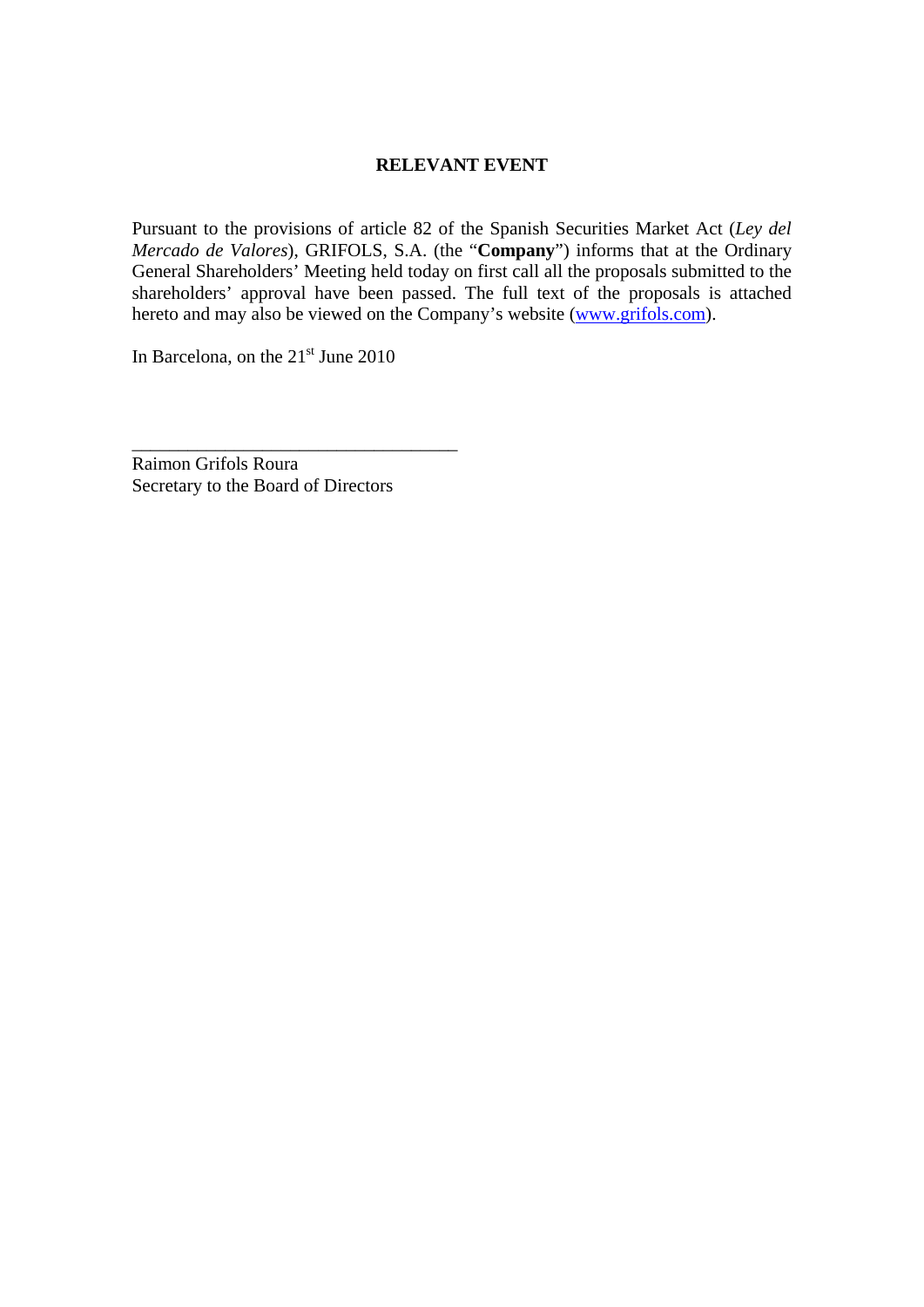# RELEVANT EVENT

Pursuant to the provisions of article 82 of the Spanish Securities Market Act (*Ley del Mercado de Valores*), GRIFOLS, S.A. (the "**Company**") informs that at the Ordinary General Shareholders' Meeting held today on first call all the proposals submitted to the shareholders' approval have been passed. The full text of the proposals is attached hereto and may also be viewed on the Company's website (www.grifols.com).

In Barcelona, on the 21st June 2010

___________________________________

Raimon Grifols Roura
Secretary to the Board of Directors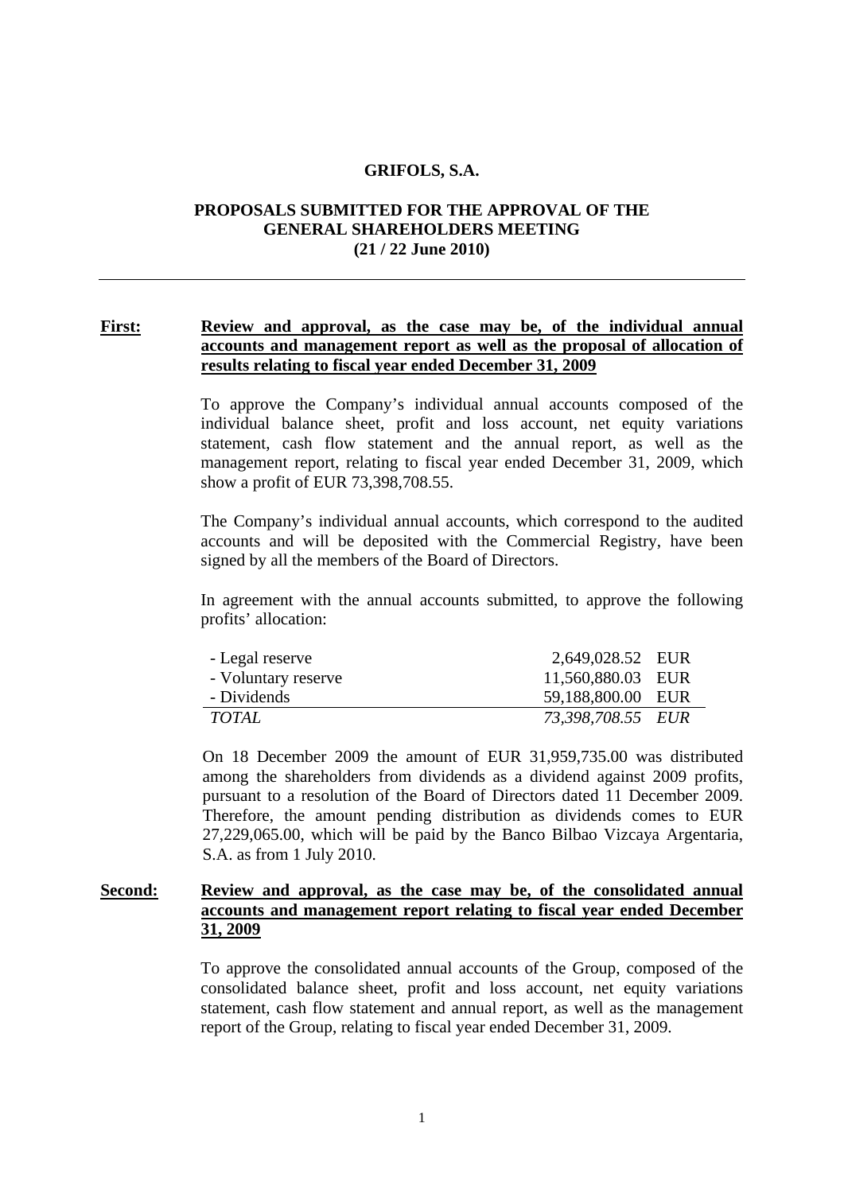**GRIFOLS, S.A.**

**PROPOSALS SUBMITTED FOR THE APPROVAL OF THE GENERAL SHAREHOLDERS MEETING (21 / 22 June 2010)**

---

**First:** **Review and approval, as the case may be, of the individual annual accounts and management report as well as the proposal of allocation of results relating to fiscal year ended December 31, 2009**

To approve the Company's individual annual accounts composed of the individual balance sheet, profit and loss account, net equity variations statement, cash flow statement and the annual report, as well as the management report, relating to fiscal year ended December 31, 2009, which show a profit of EUR 73,398,708.55.

The Company's individual annual accounts, which correspond to the audited accounts and will be deposited with the Commercial Registry, have been signed by all the members of the Board of Directors.

In agreement with the annual accounts submitted, to approve the following profits' allocation:

| | | |
|---|---|---|
| - Legal reserve | 2,649,028.52 | EUR |
| - Voluntary reserve | 11,560,880.03 | EUR |
| - Dividends | 59,188,800.00 | EUR |
| *TOTAL* | *73,398,708.55* | *EUR* |

On 18 December 2009 the amount of EUR 31,959,735.00 was distributed among the shareholders from dividends as a dividend against 2009 profits, pursuant to a resolution of the Board of Directors dated 11 December 2009. Therefore, the amount pending distribution as dividends comes to EUR 27,229,065.00, which will be paid by the Banco Bilbao Vizcaya Argentaria, S.A. as from 1 July 2010.

**Second:** **Review and approval, as the case may be, of the consolidated annual accounts and management report relating to fiscal year ended December 31, 2009**

To approve the consolidated annual accounts of the Group, composed of the consolidated balance sheet, profit and loss account, net equity variations statement, cash flow statement and annual report, as well as the management report of the Group, relating to fiscal year ended December 31, 2009.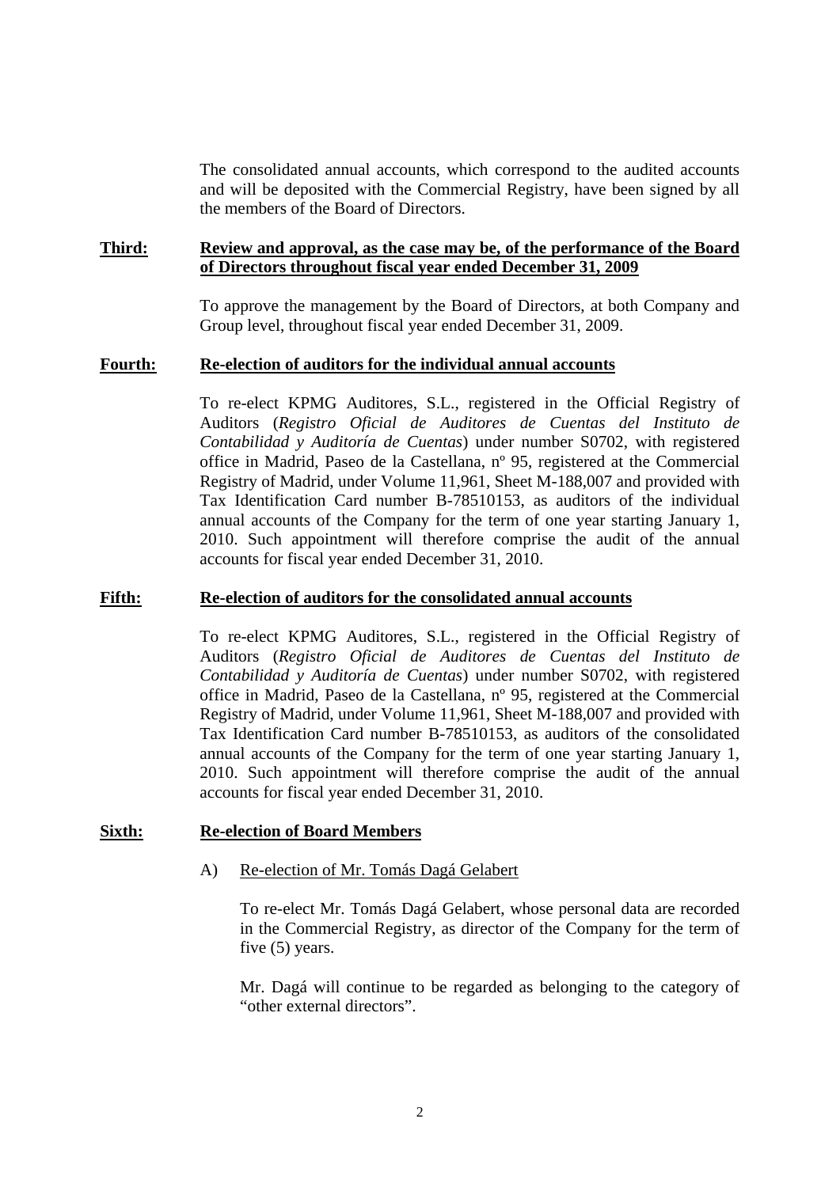The consolidated annual accounts, which correspond to the audited accounts and will be deposited with the Commercial Registry, have been signed by all the members of the Board of Directors.

**Third: Review and approval, as the case may be, of the performance of the Board of Directors throughout fiscal year ended December 31, 2009**

To approve the management by the Board of Directors, at both Company and Group level, throughout fiscal year ended December 31, 2009.

**Fourth: Re-election of auditors for the individual annual accounts**

To re-elect KPMG Auditores, S.L., registered in the Official Registry of Auditors (*Registro Oficial de Auditores de Cuentas del Instituto de Contabilidad y Auditoría de Cuentas*) under number S0702, with registered office in Madrid, Paseo de la Castellana, nº 95, registered at the Commercial Registry of Madrid, under Volume 11,961, Sheet M-188,007 and provided with Tax Identification Card number B-78510153, as auditors of the individual annual accounts of the Company for the term of one year starting January 1, 2010. Such appointment will therefore comprise the audit of the annual accounts for fiscal year ended December 31, 2010.

**Fifth: Re-election of auditors for the consolidated annual accounts**

To re-elect KPMG Auditores, S.L., registered in the Official Registry of Auditors (*Registro Oficial de Auditores de Cuentas del Instituto de Contabilidad y Auditoría de Cuentas*) under number S0702, with registered office in Madrid, Paseo de la Castellana, nº 95, registered at the Commercial Registry of Madrid, under Volume 11,961, Sheet M-188,007 and provided with Tax Identification Card number B-78510153, as auditors of the consolidated annual accounts of the Company for the term of one year starting January 1, 2010. Such appointment will therefore comprise the audit of the annual accounts for fiscal year ended December 31, 2010.

**Sixth: Re-election of Board Members**

A) Re-election of Mr. Tomás Dagá Gelabert

To re-elect Mr. Tomás Dagá Gelabert, whose personal data are recorded in the Commercial Registry, as director of the Company for the term of five (5) years.

Mr. Dagá will continue to be regarded as belonging to the category of "other external directors".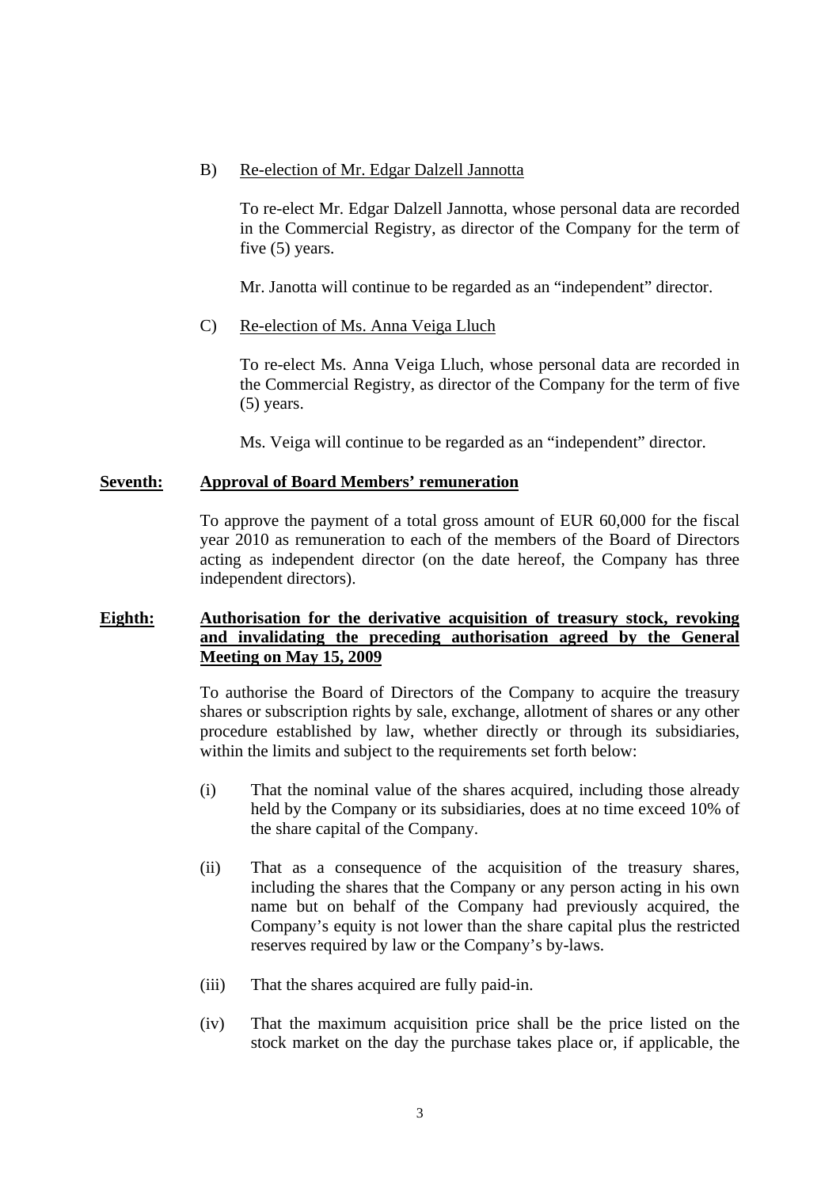B) Re-election of Mr. Edgar Dalzell Jannotta

To re-elect Mr. Edgar Dalzell Jannotta, whose personal data are recorded in the Commercial Registry, as director of the Company for the term of five (5) years.

Mr. Janotta will continue to be regarded as an "independent" director.

C) Re-election of Ms. Anna Veiga Lluch

To re-elect Ms. Anna Veiga Lluch, whose personal data are recorded in the Commercial Registry, as director of the Company for the term of five (5) years.

Ms. Veiga will continue to be regarded as an "independent" director.

**Seventh: Approval of Board Members' remuneration**

To approve the payment of a total gross amount of EUR 60,000 for the fiscal year 2010 as remuneration to each of the members of the Board of Directors acting as independent director (on the date hereof, the Company has three independent directors).

**Eighth: Authorisation for the derivative acquisition of treasury stock, revoking and invalidating the preceding authorisation agreed by the General Meeting on May 15, 2009**

To authorise the Board of Directors of the Company to acquire the treasury shares or subscription rights by sale, exchange, allotment of shares or any other procedure established by law, whether directly or through its subsidiaries, within the limits and subject to the requirements set forth below:

(i) That the nominal value of the shares acquired, including those already held by the Company or its subsidiaries, does at no time exceed 10% of the share capital of the Company.

(ii) That as a consequence of the acquisition of the treasury shares, including the shares that the Company or any person acting in his own name but on behalf of the Company had previously acquired, the Company's equity is not lower than the share capital plus the restricted reserves required by law or the Company's by-laws.

(iii) That the shares acquired are fully paid-in.

(iv) That the maximum acquisition price shall be the price listed on the stock market on the day the purchase takes place or, if applicable, the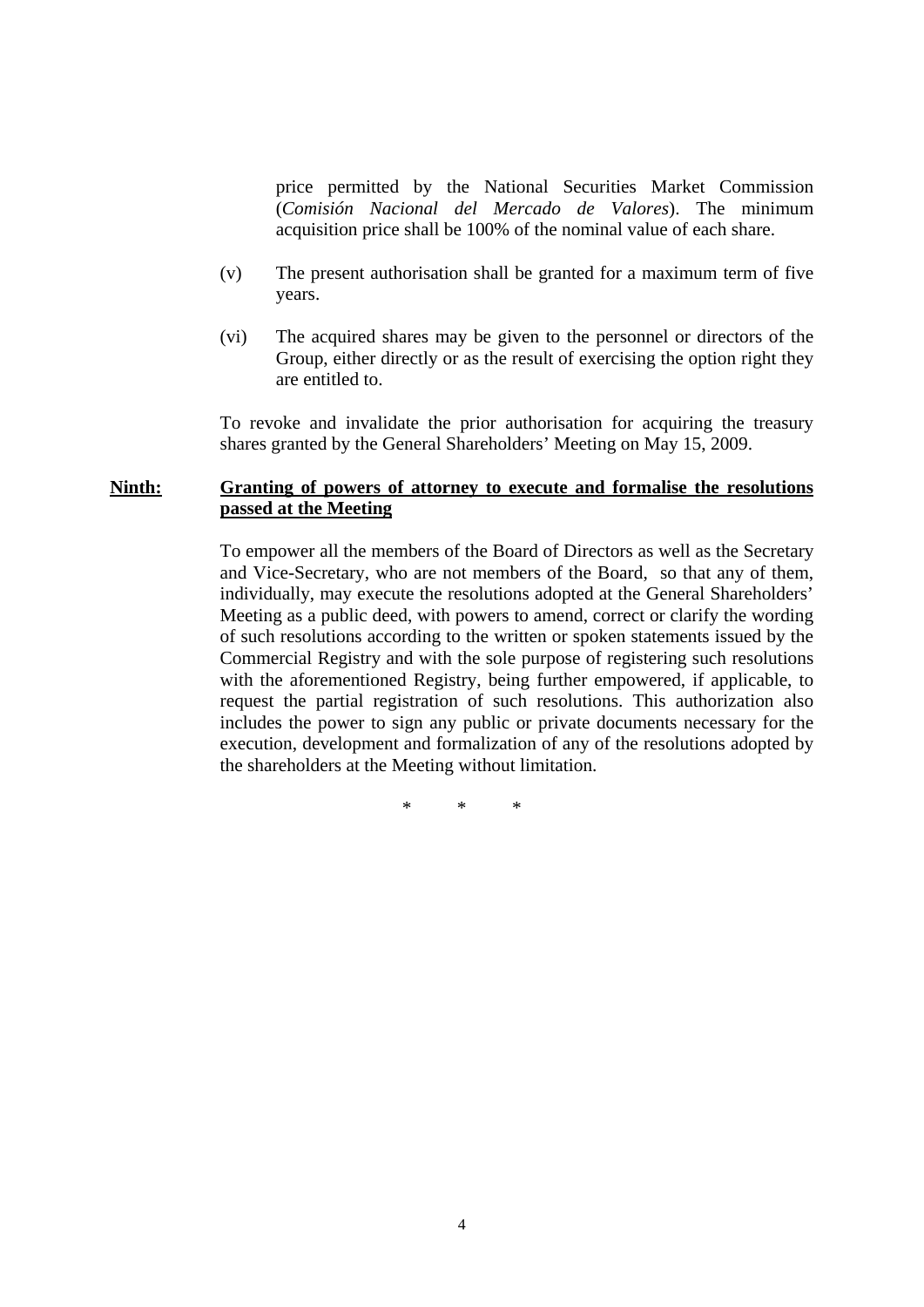price permitted by the National Securities Market Commission (*Comisión Nacional del Mercado de Valores*). The minimum acquisition price shall be 100% of the nominal value of each share.

(v) The present authorisation shall be granted for a maximum term of five years.

(vi) The acquired shares may be given to the personnel or directors of the Group, either directly or as the result of exercising the option right they are entitled to.

To revoke and invalidate the prior authorisation for acquiring the treasury shares granted by the General Shareholders' Meeting on May 15, 2009.

**Ninth: Granting of powers of attorney to execute and formalise the resolutions passed at the Meeting**

To empower all the members of the Board of Directors as well as the Secretary and Vice-Secretary, who are not members of the Board, so that any of them, individually, may execute the resolutions adopted at the General Shareholders' Meeting as a public deed, with powers to amend, correct or clarify the wording of such resolutions according to the written or spoken statements issued by the Commercial Registry and with the sole purpose of registering such resolutions with the aforementioned Registry, being further empowered, if applicable, to request the partial registration of such resolutions. This authorization also includes the power to sign any public or private documents necessary for the execution, development and formalization of any of the resolutions adopted by the shareholders at the Meeting without limitation.

\* \* \*